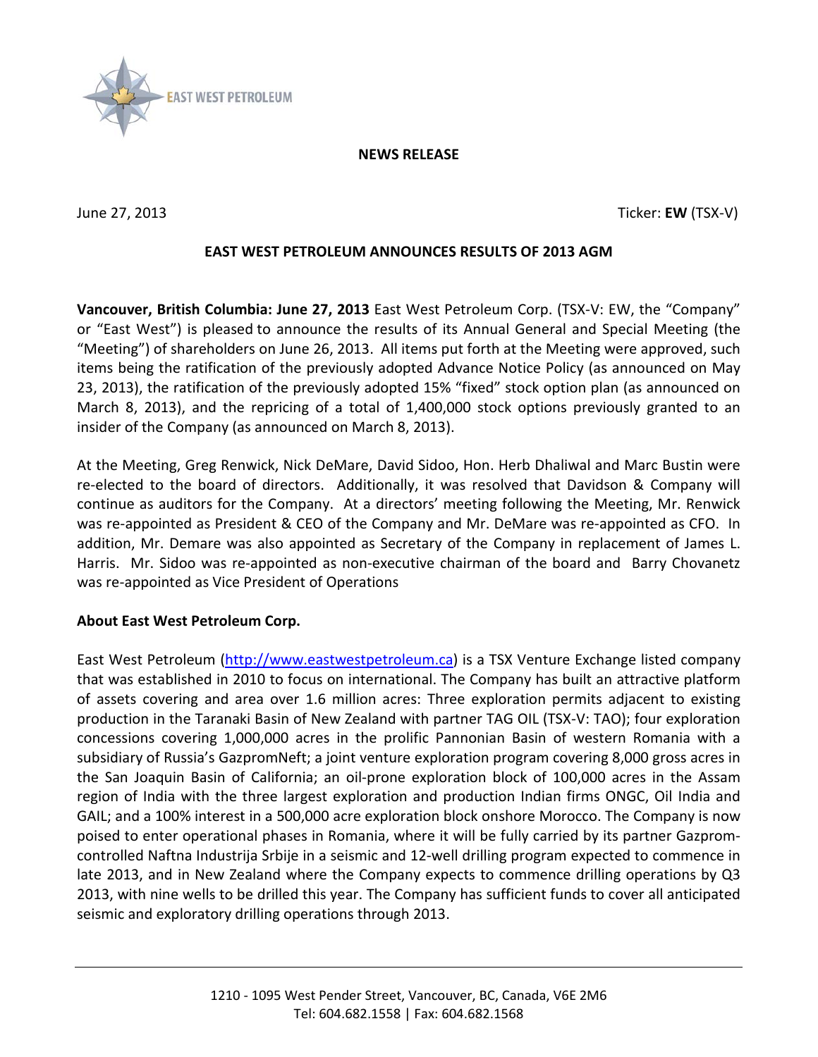EAST WEST PETROLEUM

**NEWS RELEASE**

June 27, 2013 Ticker: **EW** (TSX-V)

## EAST WEST PETROLEUM ANNOUNCES RESULTS OF 2013 AGM

**Vancouver, British Columbia: June 27, 2013** East West Petroleum Corp. (TSX-V: EW, the "Company" or "East West") is pleased to announce the results of its Annual General and Special Meeting (the "Meeting") of shareholders on June 26, 2013. All items put forth at the Meeting were approved, such items being the ratification of the previously adopted Advance Notice Policy (as announced on May 23, 2013), the ratification of the previously adopted 15% "fixed" stock option plan (as announced on March 8, 2013), and the repricing of a total of 1,400,000 stock options previously granted to an insider of the Company (as announced on March 8, 2013).

At the Meeting, Greg Renwick, Nick DeMare, David Sidoo, Hon. Herb Dhaliwal and Marc Bustin were re-elected to the board of directors. Additionally, it was resolved that Davidson & Company will continue as auditors for the Company. At a directors' meeting following the Meeting, Mr. Renwick was re-appointed as President & CEO of the Company and Mr. DeMare was re-appointed as CFO. In addition, Mr. Demare was also appointed as Secretary of the Company in replacement of James L. Harris. Mr. Sidoo was re-appointed as non-executive chairman of the board and Barry Chovanetz was re-appointed as Vice President of Operations

**About East West Petroleum Corp.**

East West Petroleum (http://www.eastwestpetroleum.ca) is a TSX Venture Exchange listed company that was established in 2010 to focus on international. The Company has built an attractive platform of assets covering and area over 1.6 million acres: Three exploration permits adjacent to existing production in the Taranaki Basin of New Zealand with partner TAG OIL (TSX-V: TAO); four exploration concessions covering 1,000,000 acres in the prolific Pannonian Basin of western Romania with a subsidiary of Russia's GazpromNeft; a joint venture exploration program covering 8,000 gross acres in the San Joaquin Basin of California; an oil-prone exploration block of 100,000 acres in the Assam region of India with the three largest exploration and production Indian firms ONGC, Oil India and GAIL; and a 100% interest in a 500,000 acre exploration block onshore Morocco. The Company is now poised to enter operational phases in Romania, where it will be fully carried by its partner Gazprom-controlled Naftna Industrija Srbije in a seismic and 12-well drilling program expected to commence in late 2013, and in New Zealand where the Company expects to commence drilling operations by Q3 2013, with nine wells to be drilled this year. The Company has sufficient funds to cover all anticipated seismic and exploratory drilling operations through 2013.

1210 - 1095 West Pender Street, Vancouver, BC, Canada, V6E 2M6
Tel: 604.682.1558 | Fax: 604.682.1568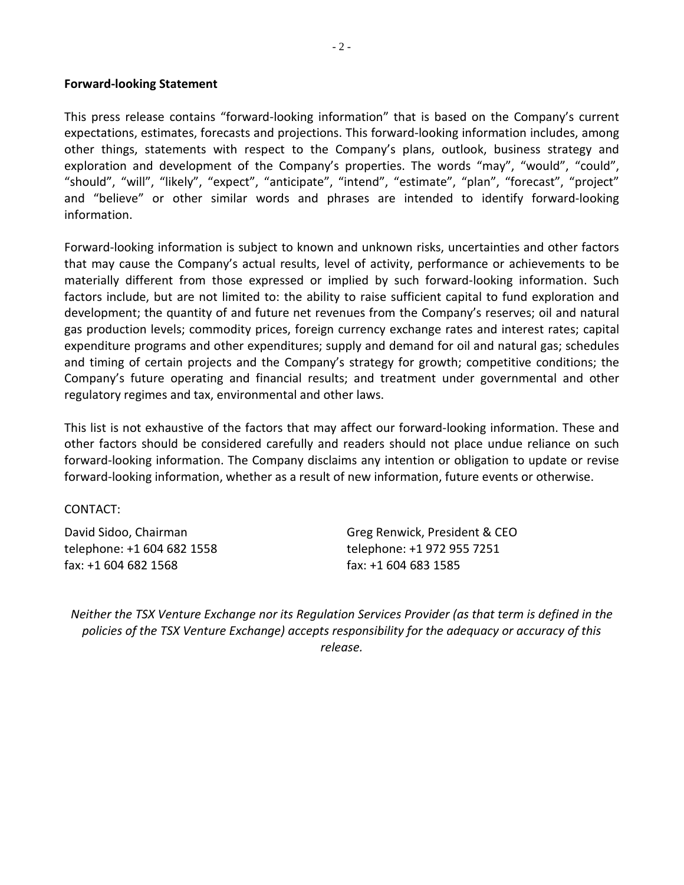**Forward-looking Statement**

This press release contains "forward-looking information" that is based on the Company's current expectations, estimates, forecasts and projections. This forward-looking information includes, among other things, statements with respect to the Company's plans, outlook, business strategy and exploration and development of the Company's properties. The words "may", "would", "could", "should", "will", "likely", "expect", "anticipate", "intend", "estimate", "plan", "forecast", "project" and "believe" or other similar words and phrases are intended to identify forward-looking information.

Forward-looking information is subject to known and unknown risks, uncertainties and other factors that may cause the Company's actual results, level of activity, performance or achievements to be materially different from those expressed or implied by such forward-looking information. Such factors include, but are not limited to: the ability to raise sufficient capital to fund exploration and development; the quantity of and future net revenues from the Company's reserves; oil and natural gas production levels; commodity prices, foreign currency exchange rates and interest rates; capital expenditure programs and other expenditures; supply and demand for oil and natural gas; schedules and timing of certain projects and the Company's strategy for growth; competitive conditions; the Company's future operating and financial results; and treatment under governmental and other regulatory regimes and tax, environmental and other laws.

This list is not exhaustive of the factors that may affect our forward-looking information. These and other factors should be considered carefully and readers should not place undue reliance on such forward-looking information. The Company disclaims any intention or obligation to update or revise forward-looking information, whether as a result of new information, future events or otherwise.

CONTACT:

David Sidoo, Chairman
telephone: +1 604 682 1558
fax: +1 604 682 1568

Greg Renwick, President & CEO
telephone: +1 972 955 7251
fax: +1 604 683 1585

*Neither the TSX Venture Exchange nor its Regulation Services Provider (as that term is defined in the policies of the TSX Venture Exchange) accepts responsibility for the adequacy or accuracy of this release.*